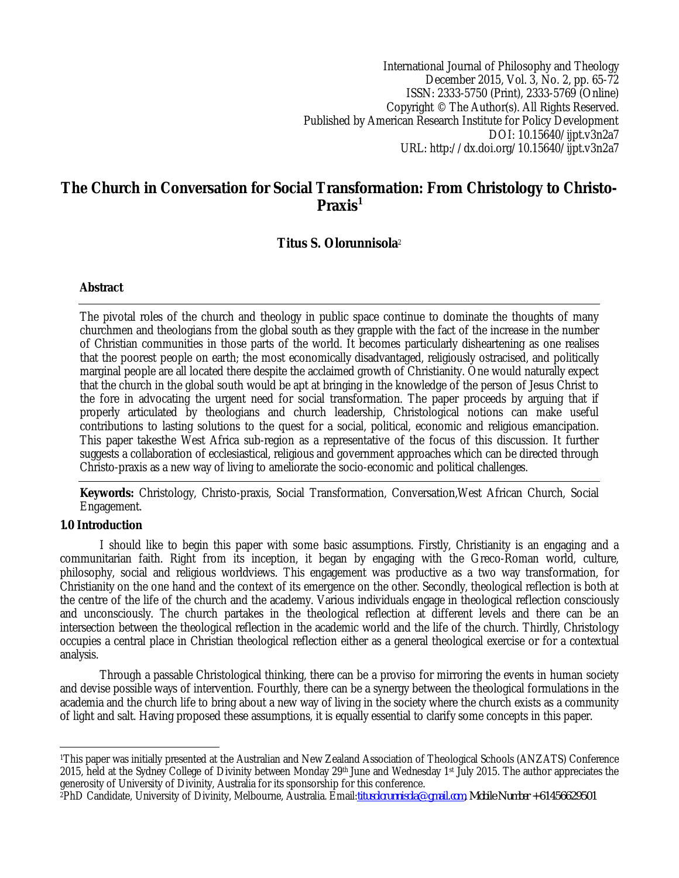International Journal of Philosophy and Theology
December 2015, Vol. 3, No. 2, pp. 65-72
ISSN: 2333-5750 (Print), 2333-5769 (Online)
Copyright © The Author(s). All Rights Reserved.
Published by American Research Institute for Policy Development
DOI: 10.15640/ijpt.v3n2a7
URL: http://dx.doi.org/10.15640/ijpt.v3n2a7

# The Church in Conversation for Social Transformation: From Christology to Christo-Praxis[1]

**Titus S. Olorunnisola**[2]

### Abstract

The pivotal roles of the church and theology in public space continue to dominate the thoughts of many churchmen and theologians from the global south as they grapple with the fact of the increase in the number of Christian communities in those parts of the world. It becomes particularly disheartening as one realises that the poorest people on earth; the most economically disadvantaged, religiously ostracised, and politically marginal people are all located there despite the acclaimed growth of Christianity. One would naturally expect that the church in the global south would be apt at bringing in the knowledge of the person of Jesus Christ to the fore in advocating the urgent need for social transformation. The paper proceeds by arguing that if properly articulated by theologians and church leadership, Christological notions can make useful contributions to lasting solutions to the quest for a social, political, economic and religious emancipation. This paper takesthe West Africa sub-region as a representative of the focus of this discussion. It further suggests a collaboration of ecclesiastical, religious and government approaches which can be directed through Christo-praxis as a new way of living to ameliorate the socio-economic and political challenges.

**Keywords:** Christology, Christo-praxis, Social Transformation, Conversation,West African Church, Social Engagement.

## 1.0 Introduction

I should like to begin this paper with some basic assumptions. Firstly, Christianity is an engaging and a communitarian faith. Right from its inception, it began by engaging with the Greco-Roman world, culture, philosophy, social and religious worldviews. This engagement was productive as a two way transformation, for Christianity on the one hand and the context of its emergence on the other. Secondly, theological reflection is both at the centre of the life of the church and the academy. Various individuals engage in theological reflection consciously and unconsciously. The church partakes in the theological reflection at different levels and there can be an intersection between the theological reflection in the academic world and the life of the church. Thirdly, Christology occupies a central place in Christian theological reflection either as a general theological exercise or for a contextual analysis.

Through a passable Christological thinking, there can be a proviso for mirroring the events in human society and devise possible ways of intervention. Fourthly, there can be a synergy between the theological formulations in the academia and the church life to bring about a new way of living in the society where the church exists as a community of light and salt. Having proposed these assumptions, it is equally essential to clarify some concepts in this paper.

---

[1]This paper was initially presented at the Australian and New Zealand Association of Theological Schools (ANZATS) Conference 2015, held at the Sydney College of Divinity between Monday 29th June and Wednesday 1st July 2015. The author appreciates the generosity of University of Divinity, Australia for its sponsorship for this conference.

[2]PhD Candidate, University of Divinity, Melbourne, Australia. Email:titusolorunnisola@gmail.com, Mobile Number +61456629501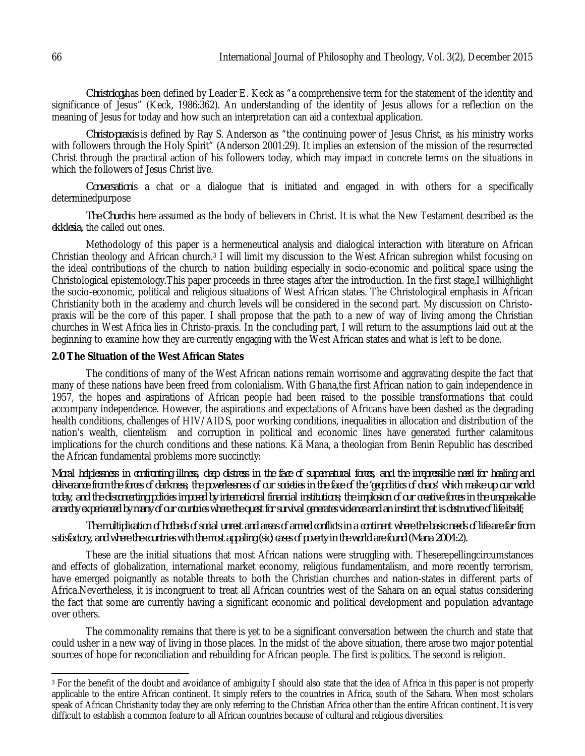*Christology* has been defined by Leader E. Keck as "a comprehensive term for the statement of the identity and significance of Jesus" (Keck, 1986:362). An understanding of the identity of Jesus allows for a reflection on the meaning of Jesus for today and how such an interpretation can aid a contextual application.

*Christo-praxis* is defined by Ray S. Anderson as "the continuing power of Jesus Christ, as his ministry works with followers through the Holy Spirit" (Anderson 2001:29). It implies an extension of the mission of the resurrected Christ through the practical action of his followers today, which may impact in concrete terms on the situations in which the followers of Jesus Christ live.

*Conversation* is a chat or a dialogue that is initiated and engaged in with others for a specifically determinedpurpose

*The Church* is here assumed as the body of believers in Christ. It is what the New Testament described as the *ekklesia*, the called out ones.

Methodology of this paper is a hermeneutical analysis and dialogical interaction with literature on African Christian theology and African church.[3] I will limit my discussion to the West African subregion whilst focusing on the ideal contributions of the church to nation building especially in socio-economic and political space using the Christological epistemology.This paper proceeds in three stages after the introduction. In the first stage,I willhighlight the socio-economic, political and religious situations of West African states. The Christological emphasis in African Christianity both in the academy and church levels will be considered in the second part. My discussion on Christo-praxis will be the core of this paper. I shall propose that the path to a new of way of living among the Christian churches in West Africa lies in Christo-praxis. In the concluding part, I will return to the assumptions laid out at the beginning to examine how they are currently engaging with the West African states and what is left to be done.

**2.0 The Situation of the West African States**

The conditions of many of the West African nations remain worrisome and aggravating despite the fact that many of these nations have been freed from colonialism. With Ghana,the first African nation to gain independence in 1957, the hopes and aspirations of African people had been raised to the possible transformations that could accompany independence. However, the aspirations and expectations of Africans have been dashed as the degrading health conditions, challenges of HIV/AIDS, poor working conditions, inequalities in allocation and distribution of the nation's wealth, clientelism and corruption in political and economic lines have generated further calamitous implications for the church conditions and these nations. Kä Mana, a theologian from Benin Republic has described the African fundamental problems more succinctly:

*Moral helplessness in confronting illness, deep distress in the face of supernatural forces, and the irrepressible need for healing and deliverance from the forces of darkness; the powerlessness of our societies in the face of the 'geopolitics of chaos' which make up our world today, and the disconcerting policies imposed by international financial institutions; the implosion of our creative forces in the unspeakable anarchy experienced by many of our countries where the quest for survival generates violence and an instinct that is destructive of life itself;*

*The multiplication of hotbeds of social unrest and areas of armed conflicts in a continent where the basic needs of life are far from satisfactory, and where the countries with the most appaling (sic) cases of poverty in the world are found (Mana 2004:2).*

These are the initial situations that most African nations were struggling with. Theserepellingcircumstances and effects of globalization, international market economy, religious fundamentalism, and more recently terrorism, have emerged poignantly as notable threats to both the Christian churches and nation-states in different parts of Africa.Nevertheless, it is incongruent to treat all African countries west of the Sahara on an equal status considering the fact that some are currently having a significant economic and political development and population advantage over others.

The commonality remains that there is yet to be a significant conversation between the church and state that could usher in a new way of living in those places. In the midst of the above situation, there arose two major potential sources of hope for reconciliation and rebuilding for African people. The first is politics. The second is religion.

---

[3] For the benefit of the doubt and avoidance of ambiguity I should also state that the idea of Africa in this paper is not properly applicable to the entire African continent. It simply refers to the countries in Africa, south of the Sahara. When most scholars speak of African Christianity today they are only referring to the Christian Africa other than the entire African continent. It is very difficult to establish a common feature to all African countries because of cultural and religious diversities.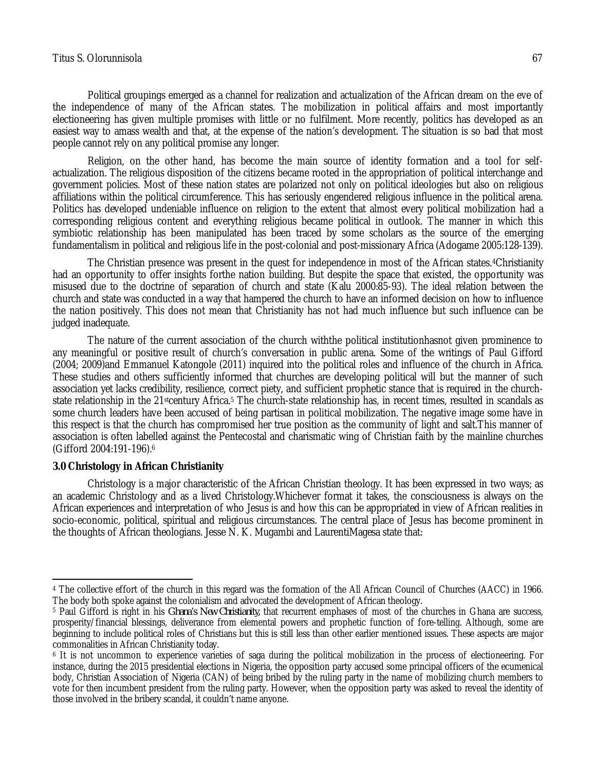Political groupings emerged as a channel for realization and actualization of the African dream on the eve of the independence of many of the African states. The mobilization in political affairs and most importantly electioneering has given multiple promises with little or no fulfilment. More recently, politics has developed as an easiest way to amass wealth and that, at the expense of the nation's development. The situation is so bad that most people cannot rely on any political promise any longer.

Religion, on the other hand, has become the main source of identity formation and a tool for self-actualization. The religious disposition of the citizens became rooted in the appropriation of political interchange and government policies. Most of these nation states are polarized not only on political ideologies but also on religious affiliations within the political circumference. This has seriously engendered religious influence in the political arena. Politics has developed undeniable influence on religion to the extent that almost every political mobilization had a corresponding religious content and everything religious became political in outlook. The manner in which this symbiotic relationship has been manipulated has been traced by some scholars as the source of the emerging fundamentalism in political and religious life in the post-colonial and post-missionary Africa (Adogame 2005:128-139).

The Christian presence was present in the quest for independence in most of the African states.[4]Christianity had an opportunity to offer insights forthe nation building. But despite the space that existed, the opportunity was misused due to the doctrine of separation of church and state (Kalu 2000:85-93). The ideal relation between the church and state was conducted in a way that hampered the church to have an informed decision on how to influence the nation positively. This does not mean that Christianity has not had much influence but such influence can be judged inadequate.

The nature of the current association of the church withthe political institutionhasnot given prominence to any meaningful or positive result of church's conversation in public arena. Some of the writings of Paul Gifford (2004; 2009)and Emmanuel Katongole (2011) inquired into the political roles and influence of the church in Africa. These studies and others sufficiently informed that churches are developing political will but the manner of such association yet lacks credibility, resilience, correct piety, and sufficient prophetic stance that is required in the church-state relationship in the 21stcentury Africa.[5] The church-state relationship has, in recent times, resulted in scandals as some church leaders have been accused of being partisan in political mobilization. The negative image some have in this respect is that the church has compromised her true position as the community of light and salt.This manner of association is often labelled against the Pentecostal and charismatic wing of Christian faith by the mainline churches (Gifford 2004:191-196).[6]

## 3.0 Christology in African Christianity

Christology is a major characteristic of the African Christian theology. It has been expressed in two ways; as an academic Christology and as a lived Christology.Whichever format it takes, the consciousness is always on the African experiences and interpretation of who Jesus is and how this can be appropriated in view of African realities in socio-economic, political, spiritual and religious circumstances. The central place of Jesus has become prominent in the thoughts of African theologians. Jesse N. K. Mugambi and LaurentiMagesa state that:

---

[4] The collective effort of the church in this regard was the formation of the All African Council of Churches (AACC) in 1966. The body both spoke against the colonialism and advocated the development of African theology.

[5] Paul Gifford is right in his *Ghana's New Christianity*, that recurrent emphases of most of the churches in Ghana are success, prosperity/financial blessings, deliverance from elemental powers and prophetic function of fore-telling. Although, some are beginning to include political roles of Christians but this is still less than other earlier mentioned issues. These aspects are major commonalities in African Christianity today.

[6] It is not uncommon to experience varieties of saga during the political mobilization in the process of electioneering. For instance, during the 2015 presidential elections in Nigeria, the opposition party accused some principal officers of the ecumenical body, Christian Association of Nigeria (CAN) of being bribed by the ruling party in the name of mobilizing church members to vote for then incumbent president from the ruling party. However, when the opposition party was asked to reveal the identity of those involved in the bribery scandal, it couldn't name anyone.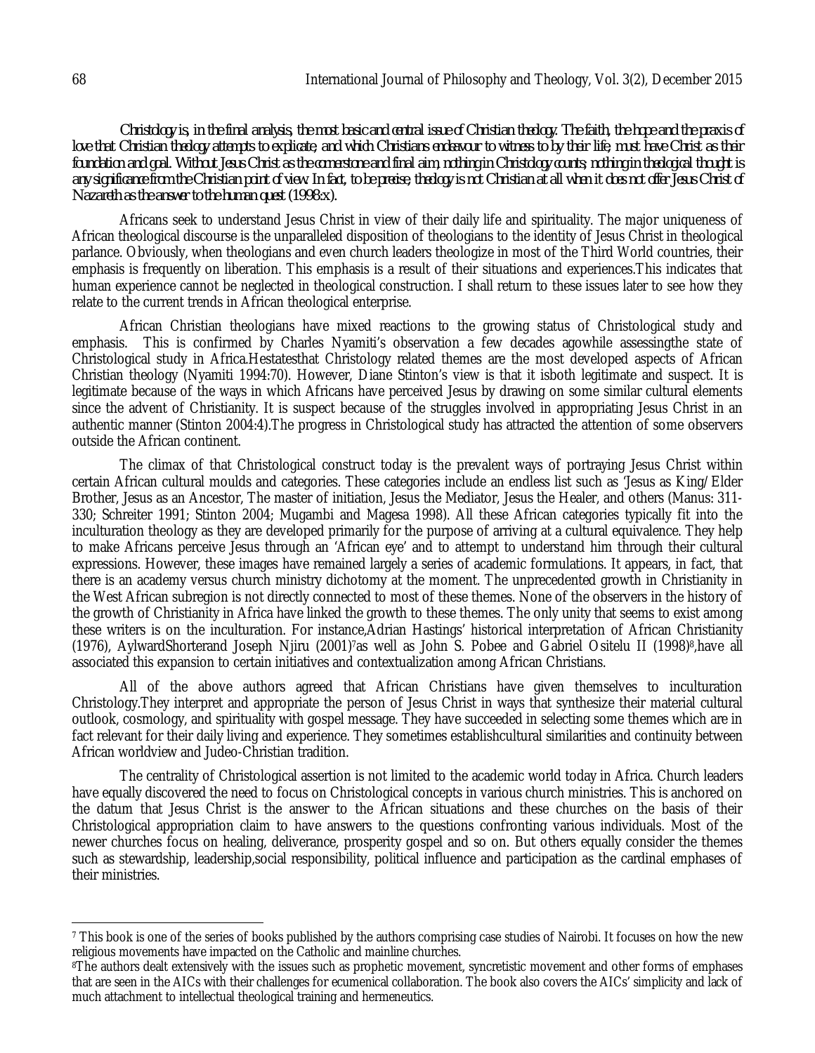*Christology is, in the final analysis, the most basic and central issue of Christian theology. The faith, the hope and the praxis of love that Christian theology attempts to explicate, and which Christians endeavour to witness to by their life, must have Christ as their foundation and goal. Without Jesus Christ as the cornerstone and final aim, nothing in Christology counts; nothing in theological thought is any significance from the Christian point of view. In fact, to be precise, theology is not Christian at all when it does not offer Jesus Christ of Nazareth as the answer to the human quest (1998:x).*

Africans seek to understand Jesus Christ in view of their daily life and spirituality. The major uniqueness of African theological discourse is the unparalleled disposition of theologians to the identity of Jesus Christ in theological parlance. Obviously, when theologians and even church leaders theologize in most of the Third World countries, their emphasis is frequently on liberation. This emphasis is a result of their situations and experiences.This indicates that human experience cannot be neglected in theological construction. I shall return to these issues later to see how they relate to the current trends in African theological enterprise.

African Christian theologians have mixed reactions to the growing status of Christological study and emphasis. This is confirmed by Charles Nyamiti's observation a few decades agowhile assessingthe state of Christological study in Africa.Hestatesthat Christology related themes are the most developed aspects of African Christian theology (Nyamiti 1994:70). However, Diane Stinton's view is that it isboth legitimate and suspect. It is legitimate because of the ways in which Africans have perceived Jesus by drawing on some similar cultural elements since the advent of Christianity. It is suspect because of the struggles involved in appropriating Jesus Christ in an authentic manner (Stinton 2004:4).The progress in Christological study has attracted the attention of some observers outside the African continent.

The climax of that Christological construct today is the prevalent ways of portraying Jesus Christ within certain African cultural moulds and categories. These categories include an endless list such as 'Jesus as King/Elder Brother, Jesus as an Ancestor, The master of initiation, Jesus the Mediator, Jesus the Healer, and others (Manus: 311-330; Schreiter 1991; Stinton 2004; Mugambi and Magesa 1998). All these African categories typically fit into the inculturation theology as they are developed primarily for the purpose of arriving at a cultural equivalence. They help to make Africans perceive Jesus through an 'African eye' and to attempt to understand him through their cultural expressions. However, these images have remained largely a series of academic formulations. It appears, in fact, that there is an academy versus church ministry dichotomy at the moment. The unprecedented growth in Christianity in the West African subregion is not directly connected to most of these themes. None of the observers in the history of the growth of Christianity in Africa have linked the growth to these themes. The only unity that seems to exist among these writers is on the inculturation. For instance,Adrian Hastings' historical interpretation of African Christianity (1976), AylwardShorterand Joseph Njiru (2001)[7]as well as John S. Pobee and Gabriel Ositelu II (1998)[8],have all associated this expansion to certain initiatives and contextualization among African Christians.

All of the above authors agreed that African Christians have given themselves to inculturation Christology.They interpret and appropriate the person of Jesus Christ in ways that synthesize their material cultural outlook, cosmology, and spirituality with gospel message. They have succeeded in selecting some themes which are in fact relevant for their daily living and experience. They sometimes establishcultural similarities and continuity between African worldview and Judeo-Christian tradition.

The centrality of Christological assertion is not limited to the academic world today in Africa. Church leaders have equally discovered the need to focus on Christological concepts in various church ministries. This is anchored on the datum that Jesus Christ is the answer to the African situations and these churches on the basis of their Christological appropriation claim to have answers to the questions confronting various individuals. Most of the newer churches focus on healing, deliverance, prosperity gospel and so on. But others equally consider the themes such as stewardship, leadership,social responsibility, political influence and participation as the cardinal emphases of their ministries.

---

[7] This book is one of the series of books published by the authors comprising case studies of Nairobi. It focuses on how the new religious movements have impacted on the Catholic and mainline churches.

[8]The authors dealt extensively with the issues such as prophetic movement, syncretistic movement and other forms of emphases that are seen in the AICs with their challenges for ecumenical collaboration. The book also covers the AICs' simplicity and lack of much attachment to intellectual theological training and hermeneutics.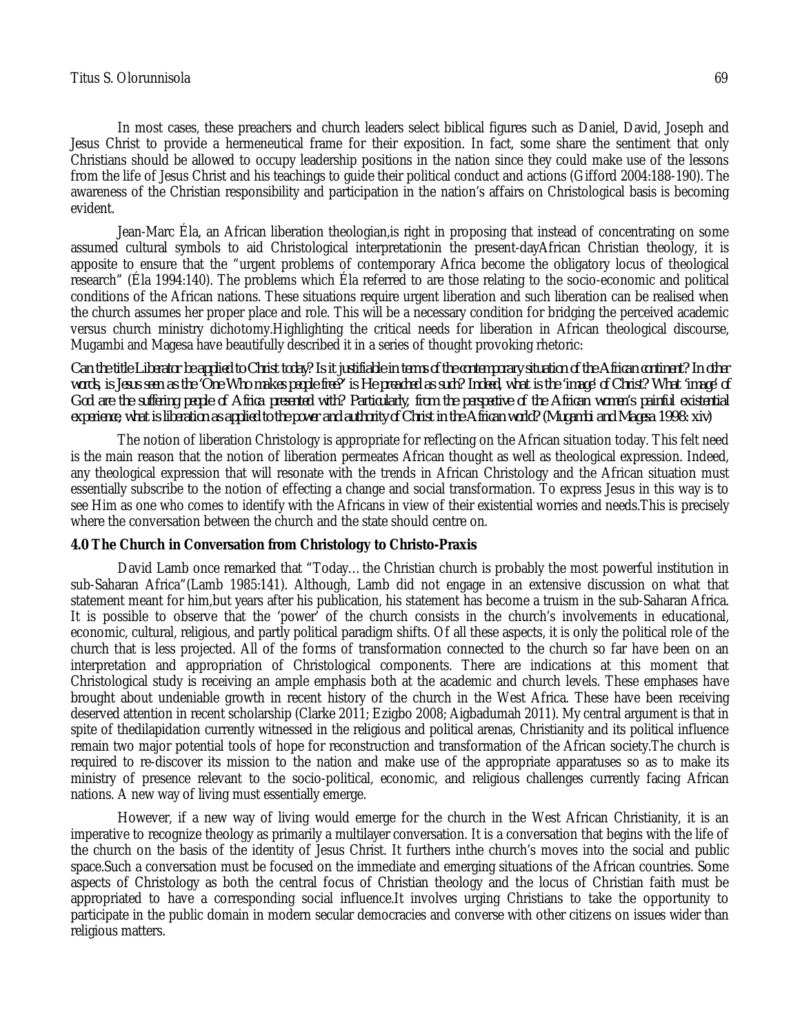In most cases, these preachers and church leaders select biblical figures such as Daniel, David, Joseph and Jesus Christ to provide a hermeneutical frame for their exposition. In fact, some share the sentiment that only Christians should be allowed to occupy leadership positions in the nation since they could make use of the lessons from the life of Jesus Christ and his teachings to guide their political conduct and actions (Gifford 2004:188-190). The awareness of the Christian responsibility and participation in the nation's affairs on Christological basis is becoming evident.

Jean-Marc Éla, an African liberation theologian,is right in proposing that instead of concentrating on some assumed cultural symbols to aid Christological interpretationin the present-dayAfrican Christian theology, it is apposite to ensure that the "urgent problems of contemporary Africa become the obligatory locus of theological research" (Éla 1994:140). The problems which Éla referred to are those relating to the socio-economic and political conditions of the African nations. These situations require urgent liberation and such liberation can be realised when the church assumes her proper place and role. This will be a necessary condition for bridging the perceived academic versus church ministry dichotomy.Highlighting the critical needs for liberation in African theological discourse, Mugambi and Magesa have beautifully described it in a series of thought provoking rhetoric:

*Can the title Liberator be applied to Christ today? Is it justifiable in terms of the contemporary situation of the African continent? In other words, is Jesus seen as the 'One Who makes people free?' is He preached as such? Indeed, what is the 'image' of Christ? What 'image' of God are the suffering people of Africa presented with? Particularly, from the perspective of the African women's painful existential experience, what is liberation as applied to the power and authority of Christ in the African world? (Mugambi and Magesa 1998: xiv)*

The notion of liberation Christology is appropriate for reflecting on the African situation today. This felt need is the main reason that the notion of liberation permeates African thought as well as theological expression. Indeed, any theological expression that will resonate with the trends in African Christology and the African situation must essentially subscribe to the notion of effecting a change and social transformation. To express Jesus in this way is to see Him as one who comes to identify with the Africans in view of their existential worries and needs.This is precisely where the conversation between the church and the state should centre on.

**4.0 The Church in Conversation from Christology to Christo-Praxis**

David Lamb once remarked that "Today…the Christian church is probably the most powerful institution in sub-Saharan Africa"(Lamb 1985:141). Although, Lamb did not engage in an extensive discussion on what that statement meant for him,but years after his publication, his statement has become a truism in the sub-Saharan Africa. It is possible to observe that the 'power' of the church consists in the church's involvements in educational, economic, cultural, religious, and partly political paradigm shifts. Of all these aspects, it is only the political role of the church that is less projected. All of the forms of transformation connected to the church so far have been on an interpretation and appropriation of Christological components. There are indications at this moment that Christological study is receiving an ample emphasis both at the academic and church levels. These emphases have brought about undeniable growth in recent history of the church in the West Africa. These have been receiving deserved attention in recent scholarship (Clarke 2011; Ezigbo 2008; Aigbadumah 2011). My central argument is that in spite of thedilapidation currently witnessed in the religious and political arenas, Christianity and its political influence remain two major potential tools of hope for reconstruction and transformation of the African society.The church is required to re-discover its mission to the nation and make use of the appropriate apparatuses so as to make its ministry of presence relevant to the socio-political, economic, and religious challenges currently facing African nations. A new way of living must essentially emerge.

However, if a new way of living would emerge for the church in the West African Christianity, it is an imperative to recognize theology as primarily a multilayer conversation. It is a conversation that begins with the life of the church on the basis of the identity of Jesus Christ. It furthers inthe church's moves into the social and public space.Such a conversation must be focused on the immediate and emerging situations of the African countries. Some aspects of Christology as both the central focus of Christian theology and the locus of Christian faith must be appropriated to have a corresponding social influence.It involves urging Christians to take the opportunity to participate in the public domain in modern secular democracies and converse with other citizens on issues wider than religious matters.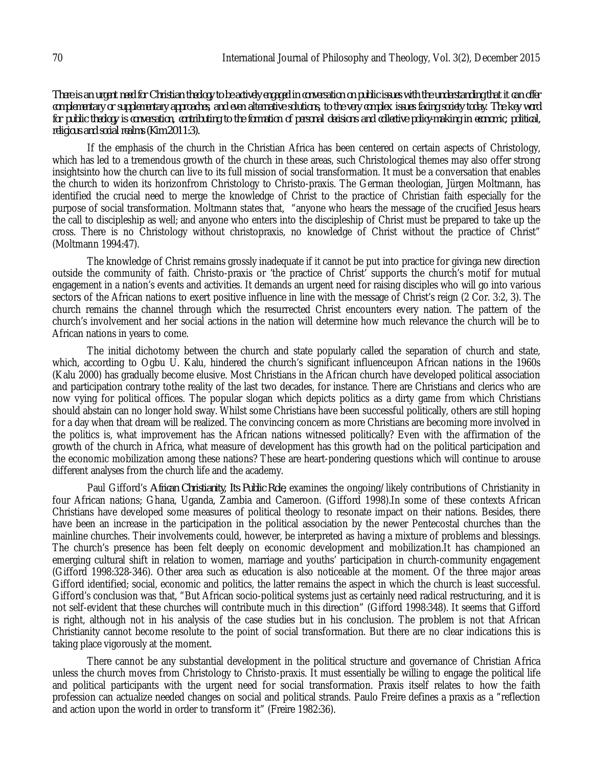*There is an urgent need for Christian theology to be actively engaged in conversation on public issues with the understanding that it can offer complementary or supplementary approaches, and even alternative solutions, to the very complex issues facing society today. The key word for public theology is conversation, contributing to the formation of personal decisions and collective policy-making in economic, political, religious and social realms (Kim 2011:3).*

If the emphasis of the church in the Christian Africa has been centered on certain aspects of Christology, which has led to a tremendous growth of the church in these areas, such Christological themes may also offer strong insightsinto how the church can live to its full mission of social transformation. It must be a conversation that enables the church to widen its horizonfrom Christology to Christo-praxis. The German theologian, Jürgen Moltmann, has identified the crucial need to merge the knowledge of Christ to the practice of Christian faith especially for the purpose of social transformation. Moltmann states that, "anyone who hears the message of the crucified Jesus hears the call to discipleship as well; and anyone who enters into the discipleship of Christ must be prepared to take up the cross. There is no Christology without christopraxis, no knowledge of Christ without the practice of Christ" (Moltmann 1994:47).

The knowledge of Christ remains grossly inadequate if it cannot be put into practice for givinga new direction outside the community of faith. Christo-praxis or 'the practice of Christ' supports the church's motif for mutual engagement in a nation's events and activities. It demands an urgent need for raising disciples who will go into various sectors of the African nations to exert positive influence in line with the message of Christ's reign (2 Cor. 3:2, 3). The church remains the channel through which the resurrected Christ encounters every nation. The pattern of the church's involvement and her social actions in the nation will determine how much relevance the church will be to African nations in years to come.

The initial dichotomy between the church and state popularly called the separation of church and state, which, according to Ogbu U. Kalu, hindered the church's significant influenceupon African nations in the 1960s (Kalu 2000) has gradually become elusive. Most Christians in the African church have developed political association and participation contrary tothe reality of the last two decades, for instance. There are Christians and clerics who are now vying for political offices. The popular slogan which depicts politics as a dirty game from which Christians should abstain can no longer hold sway. Whilst some Christians have been successful politically, others are still hoping for a day when that dream will be realized. The convincing concern as more Christians are becoming more involved in the politics is, what improvement has the African nations witnessed politically? Even with the affirmation of the growth of the church in Africa, what measure of development has this growth had on the political participation and the economic mobilization among these nations? These are heart-pondering questions which will continue to arouse different analyses from the church life and the academy.

Paul Gifford's *African Christianity, Its Public Role*, examines the ongoing/likely contributions of Christianity in four African nations; Ghana, Uganda, Zambia and Cameroon. (Gifford 1998).In some of these contexts African Christians have developed some measures of political theology to resonate impact on their nations. Besides, there have been an increase in the participation in the political association by the newer Pentecostal churches than the mainline churches. Their involvements could, however, be interpreted as having a mixture of problems and blessings. The church's presence has been felt deeply on economic development and mobilization.It has championed an emerging cultural shift in relation to women, marriage and youths' participation in church-community engagement (Gifford 1998:328-346). Other area such as education is also noticeable at the moment. Of the three major areas Gifford identified; social, economic and politics, the latter remains the aspect in which the church is least successful. Gifford's conclusion was that, "But African socio-political systems just as certainly need radical restructuring, and it is not self-evident that these churches will contribute much in this direction" (Gifford 1998:348). It seems that Gifford is right, although not in his analysis of the case studies but in his conclusion. The problem is not that African Christianity cannot become resolute to the point of social transformation. But there are no clear indications this is taking place vigorously at the moment.

There cannot be any substantial development in the political structure and governance of Christian Africa unless the church moves from Christology to Christo-praxis. It must essentially be willing to engage the political life and political participants with the urgent need for social transformation. Praxis itself relates to how the faith profession can actualize needed changes on social and political strands. Paulo Freire defines a praxis as a "reflection and action upon the world in order to transform it" (Freire 1982:36).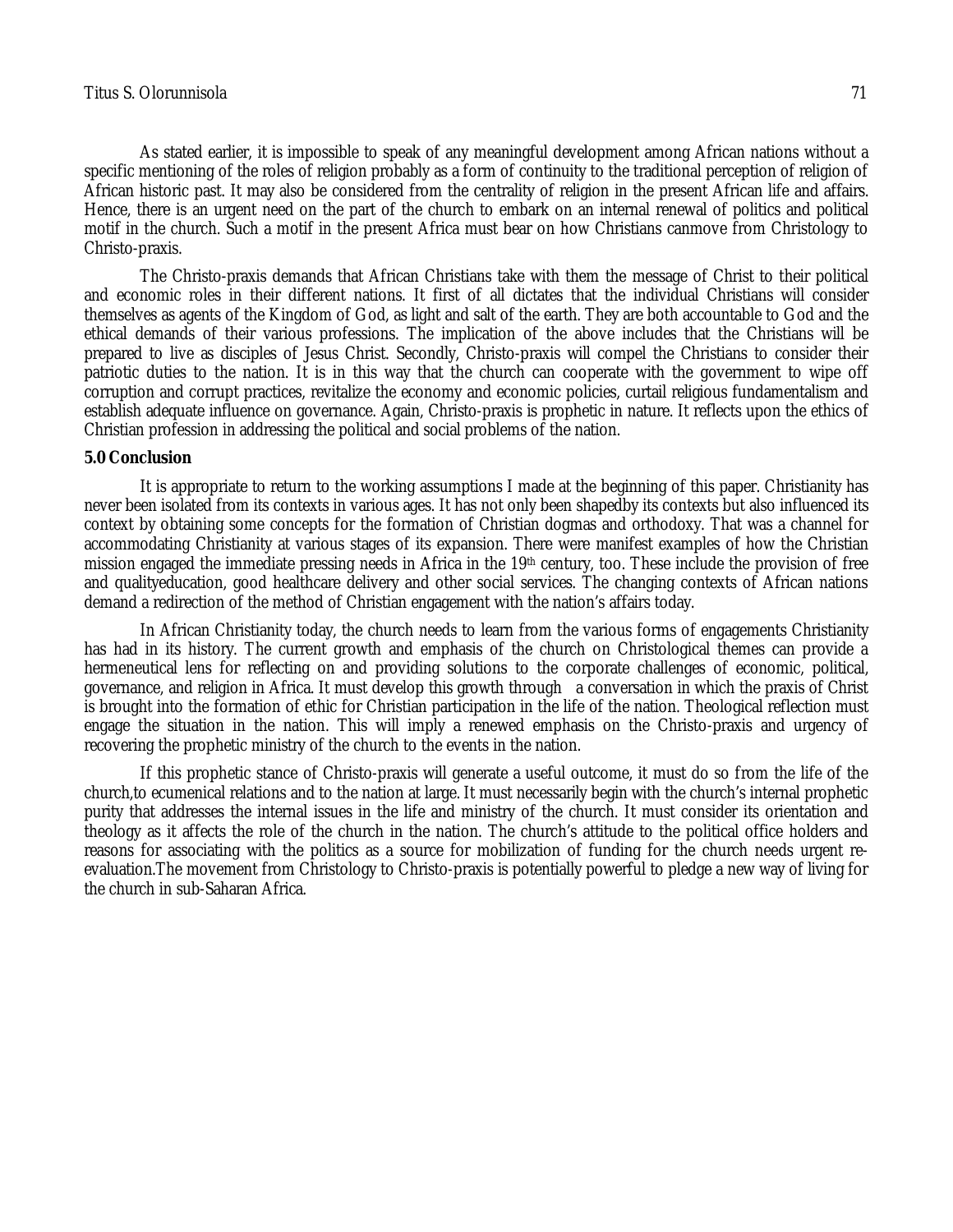As stated earlier, it is impossible to speak of any meaningful development among African nations without a specific mentioning of the roles of religion probably as a form of continuity to the traditional perception of religion of African historic past. It may also be considered from the centrality of religion in the present African life and affairs. Hence, there is an urgent need on the part of the church to embark on an internal renewal of politics and political motif in the church. Such a motif in the present Africa must bear on how Christians canmove from Christology to Christo-praxis.

The Christo-praxis demands that African Christians take with them the message of Christ to their political and economic roles in their different nations. It first of all dictates that the individual Christians will consider themselves as agents of the Kingdom of God, as light and salt of the earth. They are both accountable to God and the ethical demands of their various professions. The implication of the above includes that the Christians will be prepared to live as disciples of Jesus Christ. Secondly, Christo-praxis will compel the Christians to consider their patriotic duties to the nation. It is in this way that the church can cooperate with the government to wipe off corruption and corrupt practices, revitalize the economy and economic policies, curtail religious fundamentalism and establish adequate influence on governance. Again, Christo-praxis is prophetic in nature. It reflects upon the ethics of Christian profession in addressing the political and social problems of the nation.

**5.0 Conclusion**

It is appropriate to return to the working assumptions I made at the beginning of this paper. Christianity has never been isolated from its contexts in various ages. It has not only been shapedby its contexts but also influenced its context by obtaining some concepts for the formation of Christian dogmas and orthodoxy. That was a channel for accommodating Christianity at various stages of its expansion. There were manifest examples of how the Christian mission engaged the immediate pressing needs in Africa in the 19th century, too. These include the provision of free and qualityeducation, good healthcare delivery and other social services. The changing contexts of African nations demand a redirection of the method of Christian engagement with the nation's affairs today.

In African Christianity today, the church needs to learn from the various forms of engagements Christianity has had in its history. The current growth and emphasis of the church on Christological themes can provide a hermeneutical lens for reflecting on and providing solutions to the corporate challenges of economic, political, governance, and religion in Africa. It must develop this growth through a conversation in which the praxis of Christ is brought into the formation of ethic for Christian participation in the life of the nation. Theological reflection must engage the situation in the nation. This will imply a renewed emphasis on the Christo-praxis and urgency of recovering the prophetic ministry of the church to the events in the nation.

If this prophetic stance of Christo-praxis will generate a useful outcome, it must do so from the life of the church,to ecumenical relations and to the nation at large. It must necessarily begin with the church's internal prophetic purity that addresses the internal issues in the life and ministry of the church. It must consider its orientation and theology as it affects the role of the church in the nation. The church's attitude to the political office holders and reasons for associating with the politics as a source for mobilization of funding for the church needs urgent re-evaluation.The movement from Christology to Christo-praxis is potentially powerful to pledge a new way of living for the church in sub-Saharan Africa.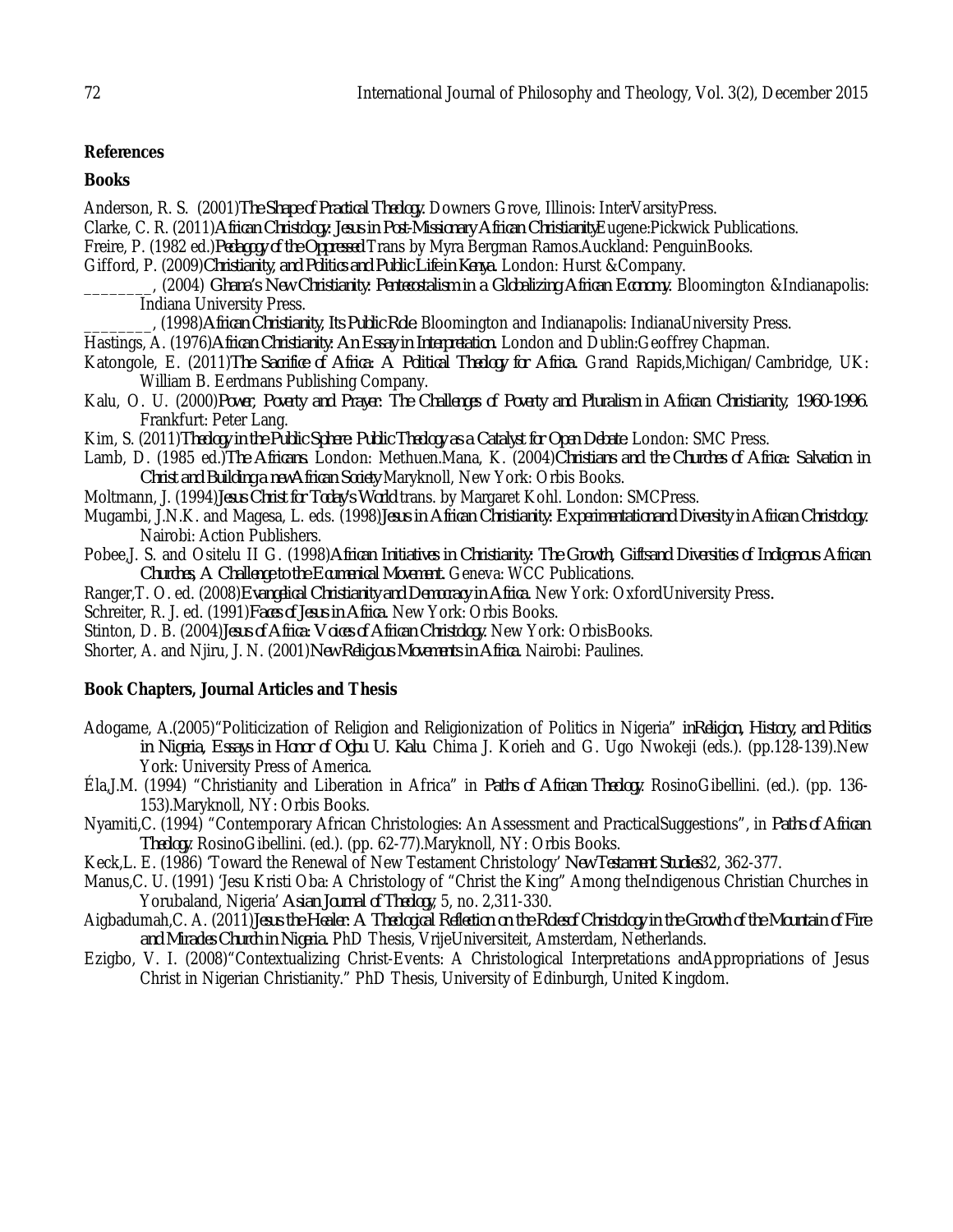**References**

**Books**

Anderson, R. S. (2001)*The Shape of Practical Theology.* Downers Grove, Illinois: InterVarsityPress.

Clarke, C. R. (2011)*African Christology: Jesus in Post-Missionary African Christianity*Eugene:Pickwick Publications.

Freire, P. (1982 ed.)*Pedagogy of the Oppressed* Trans by Myra Bergman Ramos.Auckland: PenguinBooks.

Gifford, P. (2009)*Christianity, and Politics and Public Life in Kenya.* London: Hurst &Company.

________, (2004) *Ghana's New Christianity: Pentecostalism in a Globalizing African Economy.* Bloomington &Indianapolis: Indiana University Press.

________, (1998)*African Christianity, Its Public Role.* Bloomington and Indianapolis: IndianaUniversity Press.

Hastings, A. (1976)*African Christianity: An Essay in Interpretation.* London and Dublin:Geoffrey Chapman.

Katongole, E. (2011)*The Sacrifice of Africa: A Political Theology for Africa.* Grand Rapids,Michigan/Cambridge, UK: William B. Eerdmans Publishing Company.

Kalu, O. U. (2000)*Power, Poverty and Prayer: The Challenges of Poverty and Pluralism in African Christianity, 1960-1996.* Frankfurt: Peter Lang.

Kim, S. (2011)*Theology in the Public Sphere: Public Theology as a Catalyst for Open Debate.* London: SMC Press.

Lamb, D. (1985 ed.)*The Africans.* London: Methuen.Mana, K. (2004)*Christians and the Churches of Africa: Salvation in Christ and Building a new African Society* Maryknoll, New York: Orbis Books.

Moltmann, J. (1994)*Jesus Christ for Today's World* trans. by Margaret Kohl. London: SMCPress.

Mugambi, J.N.K. and Magesa, L. eds. (1998)*Jesus in African Christianity: Experimentation and Diversity in African Christology.* Nairobi: Action Publishers.

Pobee,J. S. and Ositelu II G. (1998)*African Initiatives in Christianity: The Growth, Gifts and Diversities of Indigenous African Churches, A Challenge to the Ecumenical Movement.* Geneva: WCC Publications.

Ranger,T. O. ed. (2008)*Evangelical Christianity and Democracy in Africa.* New York: OxfordUniversity Press.

Schreiter, R. J. ed. (1991)*Faces of Jesus in Africa.* New York: Orbis Books.

Stinton, D. B. (2004)*Jesus of Africa: Voices of African Christology.* New York: OrbisBooks.

Shorter, A. and Njiru, J. N. (2001)*New Religious Movements in Africa.* Nairobi: Paulines.

**Book Chapters, Journal Articles and Thesis**

Adogame, A.(2005)"Politicization of Religion and Religionization of Politics in Nigeria" in*Religion, History, and Politics in Nigeria, Essays in Honor of Ogbu U. Kalu.* Chima J. Korieh and G. Ugo Nwokeji (eds.). (pp.128-139).New York: University Press of America.

Éla,J.M. (1994) "Christianity and Liberation in Africa" in *Paths of African Theology.* RosinoGibellini. (ed.). (pp. 136-153).Maryknoll, NY: Orbis Books.

Nyamiti,C. (1994) "Contemporary African Christologies: An Assessment and PracticalSuggestions", in *Paths of African Theology.* RosinoGibellini. (ed.). (pp. 62-77).Maryknoll, NY: Orbis Books.

Keck,L. E. (1986) 'Toward the Renewal of New Testament Christology' *New Testament Studies*32, 362-377.

Manus,C. U. (1991) 'Jesu Kristi Oba: A Christology of "Christ the King" Among theIndigenous Christian Churches in Yorubaland, Nigeria' *Asian Journal of Theology,* 5, no. 2,311-330.

Aigbadumah,C. A. (2011)*Jesus the Healer: A Theological Reflection on the Roles of Christology in the Growth of the Mountain of Fire and Miracles Church in Nigeria.* PhD Thesis, VrijeUniversiteit, Amsterdam, Netherlands.

Ezigbo, V. I. (2008)"Contextualizing Christ-Events: A Christological Interpretations andAppropriations of Jesus Christ in Nigerian Christianity." PhD Thesis, University of Edinburgh, United Kingdom.